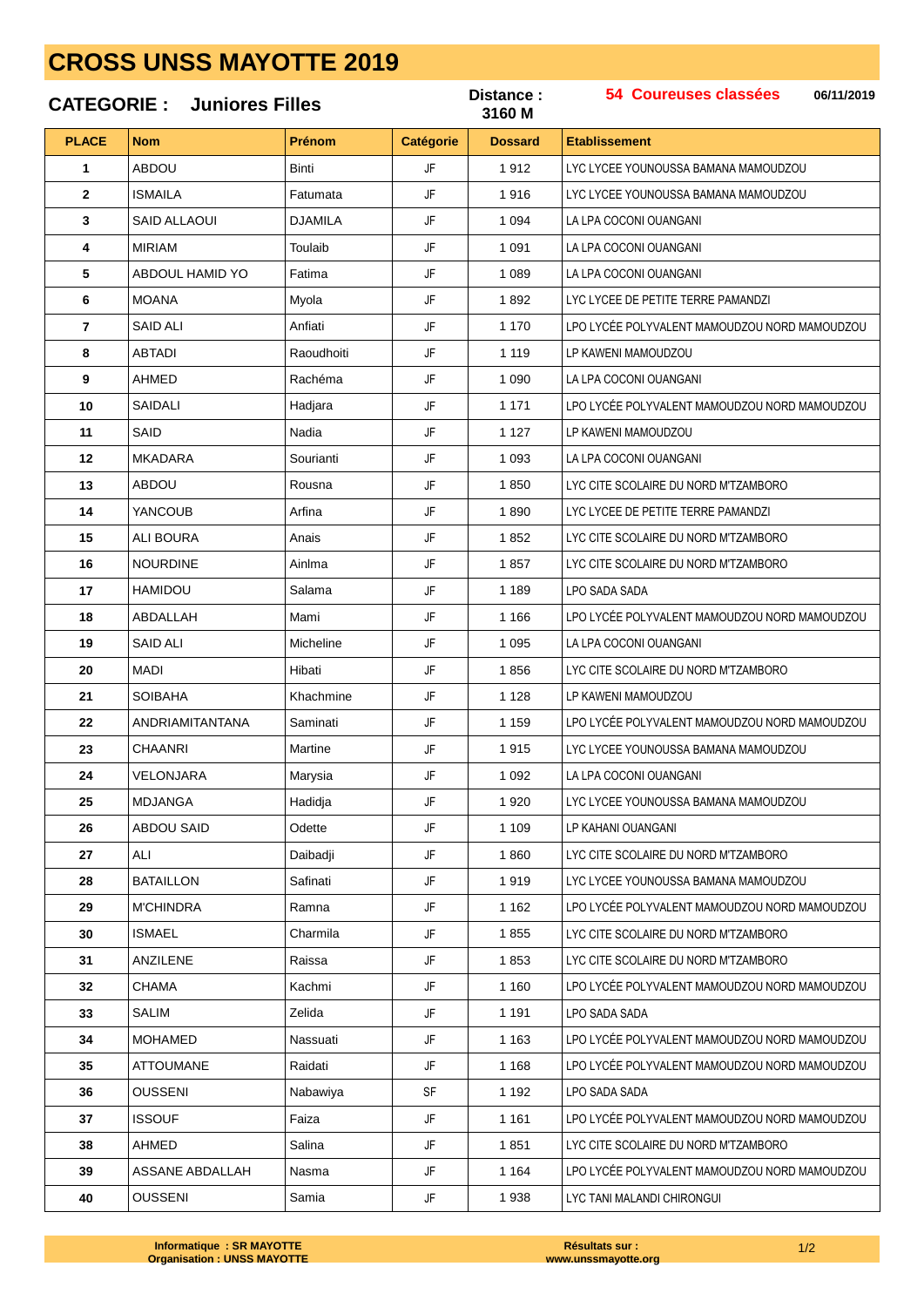# CROSS UNSS MAYOTTE 2019

**CATEGORIE : Juniores Filles** **Distance : 3160 M** **54 Coureuses classées** **06/11/2019**

| PLACE | Nom | Prénom | Catégorie | Dossard | Etablissement |
|---|---|---|---|---|---|
| 1 | ABDOU | Binti | JF | 1 912 | LYC LYCEE YOUNOUSSA BAMANA MAMOUDZOU |
| 2 | ISMAILA | Fatumata | JF | 1 916 | LYC LYCEE YOUNOUSSA BAMANA MAMOUDZOU |
| 3 | SAID ALLAOUI | DJAMILA | JF | 1 094 | LA LPA COCONI OUANGANI |
| 4 | MIRIAM | Toulaib | JF | 1 091 | LA LPA COCONI OUANGANI |
| 5 | ABDOUL HAMID YO | Fatima | JF | 1 089 | LA LPA COCONI OUANGANI |
| 6 | MOANA | Myola | JF | 1 892 | LYC LYCEE DE PETITE TERRE PAMANDZI |
| 7 | SAID ALI | Anfiati | JF | 1 170 | LPO LYCÉE POLYVALENT MAMOUDZOU NORD MAMOUDZOU |
| 8 | ABTADI | Raoudhoiti | JF | 1 119 | LP KAWENI MAMOUDZOU |
| 9 | AHMED | Rachéma | JF | 1 090 | LA LPA COCONI OUANGANI |
| 10 | SAIDALI | Hadjara | JF | 1 171 | LPO LYCÉE POLYVALENT MAMOUDZOU NORD MAMOUDZOU |
| 11 | SAID | Nadia | JF | 1 127 | LP KAWENI MAMOUDZOU |
| 12 | MKADARA | Sourianti | JF | 1 093 | LA LPA COCONI OUANGANI |
| 13 | ABDOU | Rousna | JF | 1 850 | LYC CITE SCOLAIRE DU NORD M'TZAMBORO |
| 14 | YANCOUB | Arfina | JF | 1 890 | LYC LYCEE DE PETITE TERRE PAMANDZI |
| 15 | ALI BOURA | Anais | JF | 1 852 | LYC CITE SCOLAIRE DU NORD M'TZAMBORO |
| 16 | NOURDINE | Ainlma | JF | 1 857 | LYC CITE SCOLAIRE DU NORD M'TZAMBORO |
| 17 | HAMIDOU | Salama | JF | 1 189 | LPO SADA SADA |
| 18 | ABDALLAH | Mami | JF | 1 166 | LPO LYCÉE POLYVALENT MAMOUDZOU NORD MAMOUDZOU |
| 19 | SAID ALI | Micheline | JF | 1 095 | LA LPA COCONI OUANGANI |
| 20 | MADI | Hibati | JF | 1 856 | LYC CITE SCOLAIRE DU NORD M'TZAMBORO |
| 21 | SOIBAHA | Khachmine | JF | 1 128 | LP KAWENI MAMOUDZOU |
| 22 | ANDRIAMITANTANA | Saminati | JF | 1 159 | LPO LYCÉE POLYVALENT MAMOUDZOU NORD MAMOUDZOU |
| 23 | CHAANRI | Martine | JF | 1 915 | LYC LYCEE YOUNOUSSA BAMANA MAMOUDZOU |
| 24 | VELONJARA | Marysia | JF | 1 092 | LA LPA COCONI OUANGANI |
| 25 | MDJANGA | Hadidja | JF | 1 920 | LYC LYCEE YOUNOUSSA BAMANA MAMOUDZOU |
| 26 | ABDOU SAID | Odette | JF | 1 109 | LP KAHANI OUANGANI |
| 27 | ALI | Daibadji | JF | 1 860 | LYC CITE SCOLAIRE DU NORD M'TZAMBORO |
| 28 | BATAILLON | Safinati | JF | 1 919 | LYC LYCEE YOUNOUSSA BAMANA MAMOUDZOU |
| 29 | M'CHINDRA | Ramna | JF | 1 162 | LPO LYCÉE POLYVALENT MAMOUDZOU NORD MAMOUDZOU |
| 30 | ISMAEL | Charmila | JF | 1 855 | LYC CITE SCOLAIRE DU NORD M'TZAMBORO |
| 31 | ANZILENE | Raissa | JF | 1 853 | LYC CITE SCOLAIRE DU NORD M'TZAMBORO |
| 32 | CHAMA | Kachmi | JF | 1 160 | LPO LYCÉE POLYVALENT MAMOUDZOU NORD MAMOUDZOU |
| 33 | SALIM | Zelida | JF | 1 191 | LPO SADA SADA |
| 34 | MOHAMED | Nassuati | JF | 1 163 | LPO LYCÉE POLYVALENT MAMOUDZOU NORD MAMOUDZOU |
| 35 | ATTOUMANE | Raidati | JF | 1 168 | LPO LYCÉE POLYVALENT MAMOUDZOU NORD MAMOUDZOU |
| 36 | OUSSENI | Nabawiya | SF | 1 192 | LPO SADA SADA |
| 37 | ISSOUF | Faiza | JF | 1 161 | LPO LYCÉE POLYVALENT MAMOUDZOU NORD MAMOUDZOU |
| 38 | AHMED | Salina | JF | 1 851 | LYC CITE SCOLAIRE DU NORD M'TZAMBORO |
| 39 | ASSANE ABDALLAH | Nasma | JF | 1 164 | LPO LYCÉE POLYVALENT MAMOUDZOU NORD MAMOUDZOU |
| 40 | OUSSENI | Samia | JF | 1 938 | LYC TANI MALANDI CHIRONGUI |

**Informatique : SR MAYOTTE**
**Organisation : UNSS MAYOTTE**

**Résultats sur :**
**www.unssmayotte.org**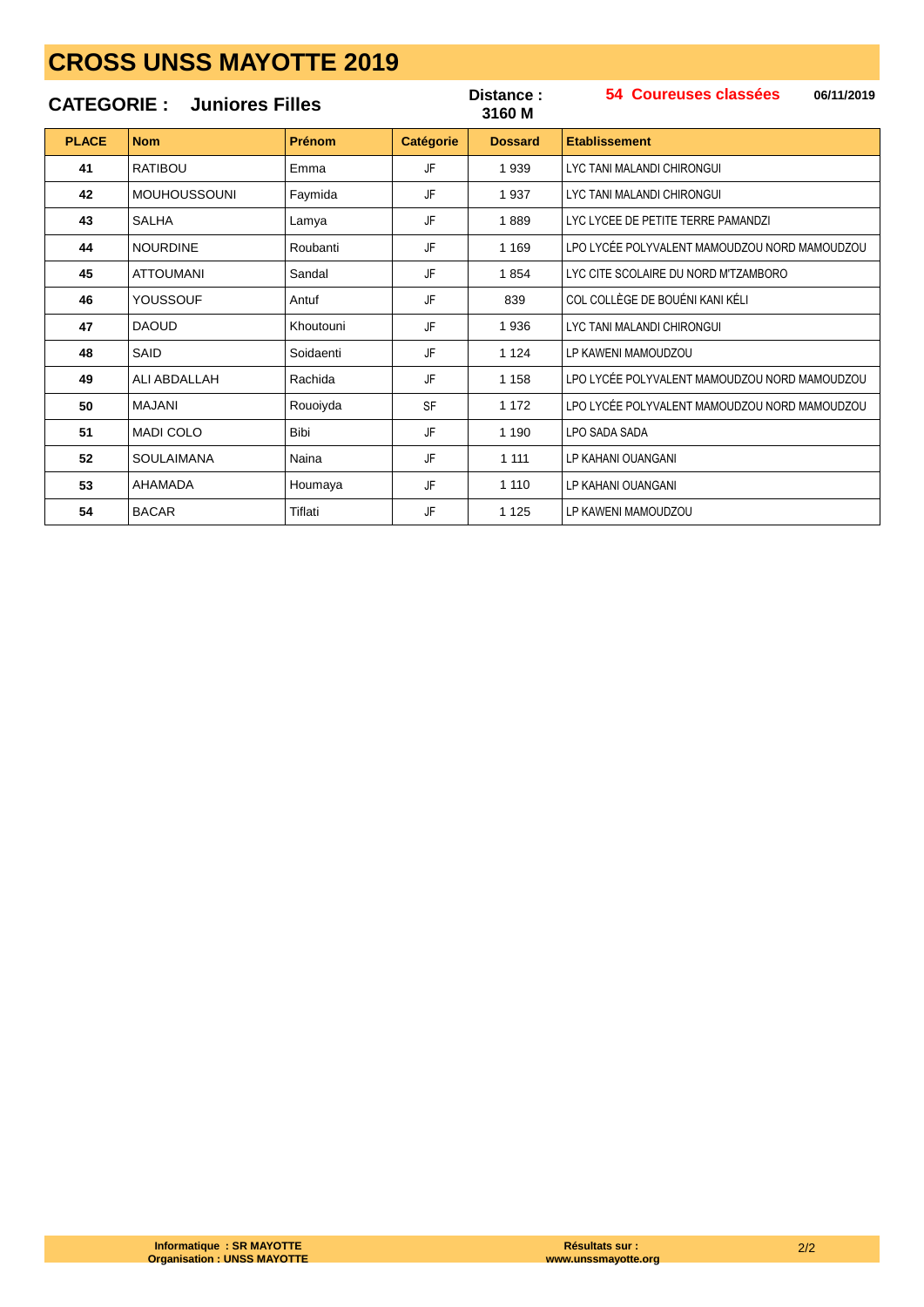# CROSS UNSS MAYOTTE 2019

**CATEGORIE : Juniores Filles** **Distance : 3160 M** **54 Coureuses classées** **06/11/2019**

| PLACE | Nom | Prénom | Catégorie | Dossard | Etablissement |
|---|---|---|---|---|---|
| 41 | RATIBOU | Emma | JF | 1 939 | LYC TANI MALANDI CHIRONGUI |
| 42 | MOUHOUSSOUNI | Faymida | JF | 1 937 | LYC TANI MALANDI CHIRONGUI |
| 43 | SALHA | Lamya | JF | 1 889 | LYC LYCEE DE PETITE TERRE PAMANDZI |
| 44 | NOURDINE | Roubanti | JF | 1 169 | LPO LYCÉE POLYVALENT MAMOUDZOU NORD MAMOUDZOU |
| 45 | ATTOUMANI | Sandal | JF | 1 854 | LYC CITE SCOLAIRE DU NORD M'TZAMBORO |
| 46 | YOUSSOUF | Antuf | JF | 839 | COL COLLÈGE DE BOUÉNI KANI KÉLI |
| 47 | DAOUD | Khoutouni | JF | 1 936 | LYC TANI MALANDI CHIRONGUI |
| 48 | SAID | Soidaenti | JF | 1 124 | LP KAWENI MAMOUDZOU |
| 49 | ALI ABDALLAH | Rachida | JF | 1 158 | LPO LYCÉE POLYVALENT MAMOUDZOU NORD MAMOUDZOU |
| 50 | MAJANI | Rouoiyda | SF | 1 172 | LPO LYCÉE POLYVALENT MAMOUDZOU NORD MAMOUDZOU |
| 51 | MADI COLO | Bibi | JF | 1 190 | LPO SADA SADA |
| 52 | SOULAIMANA | Naina | JF | 1 111 | LP KAHANI OUANGANI |
| 53 | AHAMADA | Houmaya | JF | 1 110 | LP KAHANI OUANGANI |
| 54 | BACAR | Tiflati | JF | 1 125 | LP KAWENI MAMOUDZOU |

**Informatique : SR MAYOTTE**
**Organisation : UNSS MAYOTTE**

**Résultats sur :**
**www.unssmayotte.org**